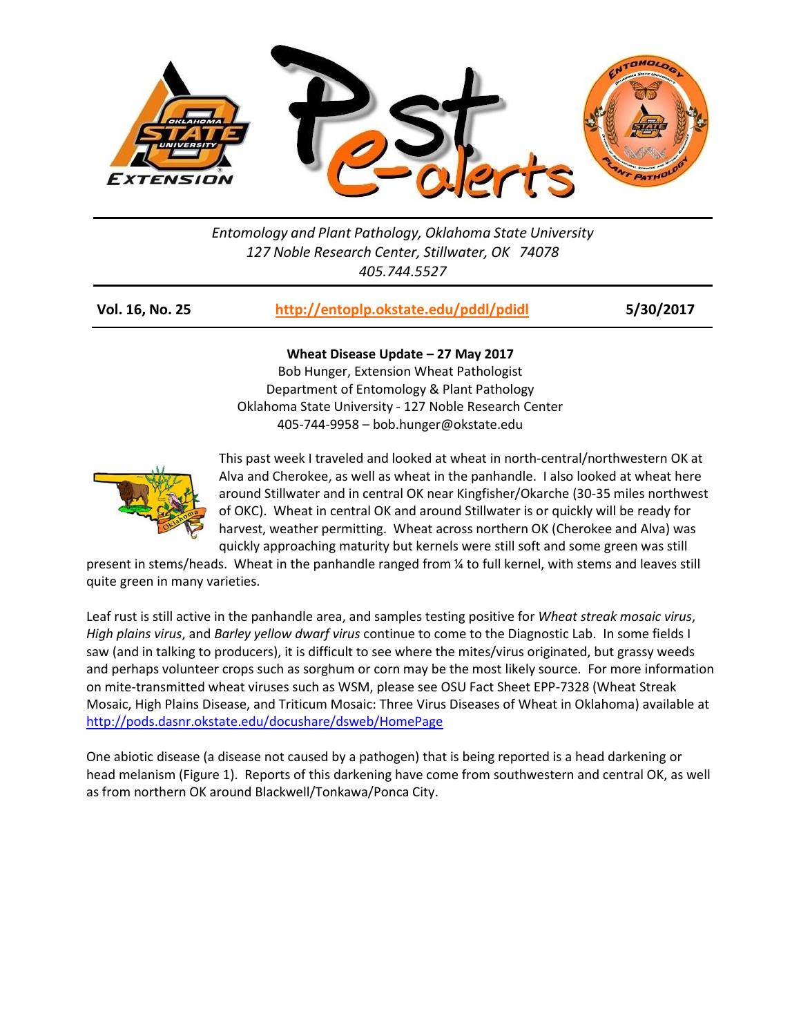*Entomology and Plant Pathology, Oklahoma State University*
*127 Noble Research Center, Stillwater, OK 74078*
*405.744.5527*

**Vol. 16, No. 25** | **http://entoplp.okstate.edu/pddl/pdidl** | **5/30/2017**

**Wheat Disease Update – 27 May 2017**

Bob Hunger, Extension Wheat Pathologist
Department of Entomology & Plant Pathology
Oklahoma State University - 127 Noble Research Center
405-744-9958 – bob.hunger@okstate.edu

This past week I traveled and looked at wheat in north-central/northwestern OK at Alva and Cherokee, as well as wheat in the panhandle. I also looked at wheat here around Stillwater and in central OK near Kingfisher/Okarche (30-35 miles northwest of OKC). Wheat in central OK and around Stillwater is or quickly will be ready for harvest, weather permitting. Wheat across northern OK (Cherokee and Alva) was quickly approaching maturity but kernels were still soft and some green was still present in stems/heads. Wheat in the panhandle ranged from ¼ to full kernel, with stems and leaves still quite green in many varieties.

Leaf rust is still active in the panhandle area, and samples testing positive for *Wheat streak mosaic virus*, *High plains virus*, and *Barley yellow dwarf virus* continue to come to the Diagnostic Lab. In some fields I saw (and in talking to producers), it is difficult to see where the mites/virus originated, but grassy weeds and perhaps volunteer crops such as sorghum or corn may be the most likely source. For more information on mite-transmitted wheat viruses such as WSM, please see OSU Fact Sheet EPP-7328 (Wheat Streak Mosaic, High Plains Disease, and Triticum Mosaic: Three Virus Diseases of Wheat in Oklahoma) available at http://pods.dasnr.okstate.edu/docushare/dsweb/HomePage

One abiotic disease (a disease not caused by a pathogen) that is being reported is a head darkening or head melanism (Figure 1). Reports of this darkening have come from southwestern and central OK, as well as from northern OK around Blackwell/Tonkawa/Ponca City.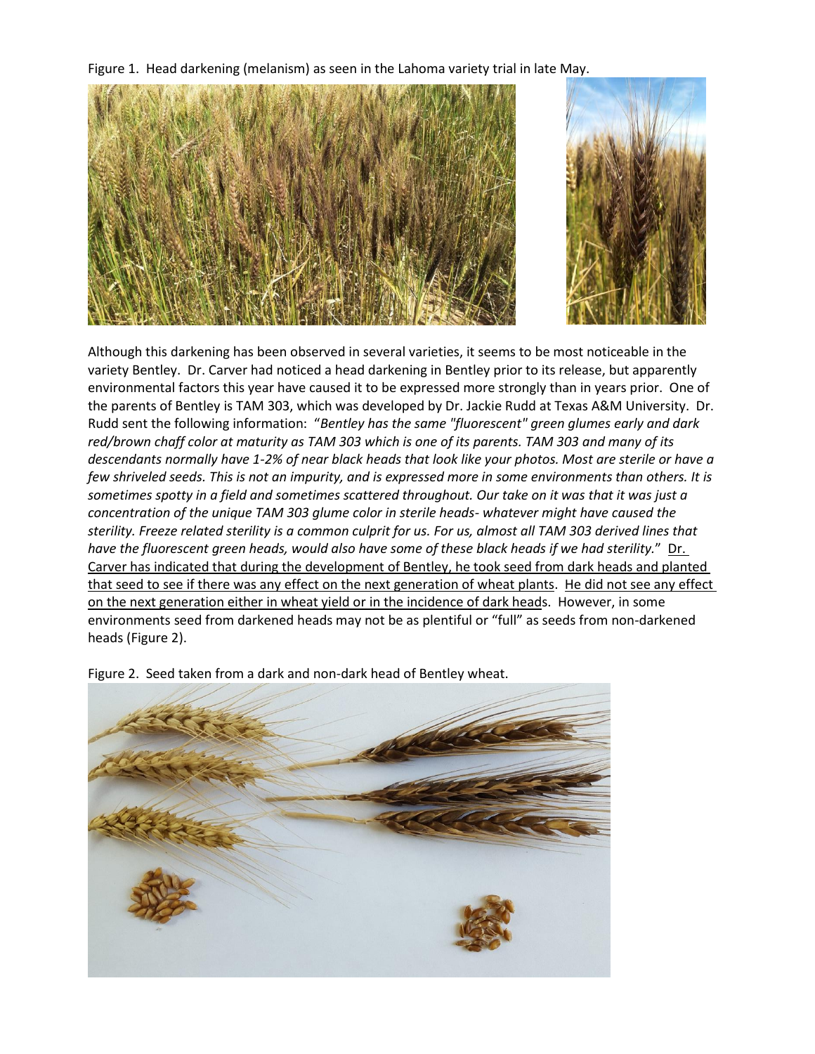Figure 1. Head darkening (melanism) as seen in the Lahoma variety trial in late May.

Although this darkening has been observed in several varieties, it seems to be most noticeable in the variety Bentley. Dr. Carver had noticed a head darkening in Bentley prior to its release, but apparently environmental factors this year have caused it to be expressed more strongly than in years prior. One of the parents of Bentley is TAM 303, which was developed by Dr. Jackie Rudd at Texas A&M University. Dr. Rudd sent the following information: "*Bentley has the same "fluorescent" green glumes early and dark red/brown chaff color at maturity as TAM 303 which is one of its parents. TAM 303 and many of its descendants normally have 1-2% of near black heads that look like your photos. Most are sterile or have a few shriveled seeds. This is not an impurity, and is expressed more in some environments than others. It is sometimes spotty in a field and sometimes scattered throughout. Our take on it was that it was just a concentration of the unique TAM 303 glume color in sterile heads- whatever might have caused the sterility. Freeze related sterility is a common culprit for us. For us, almost all TAM 303 derived lines that have the fluorescent green heads, would also have some of these black heads if we had sterility.*" <u>Dr. Carver has indicated that during the development of Bentley, he took seed from dark heads and planted that seed to see if there was any effect on the next generation of wheat plants</u>. <u>He did not see any effect on the next generation either in wheat yield or in the incidence of dark heads</u>. However, in some environments seed from darkened heads may not be as plentiful or "full" as seeds from non-darkened heads (Figure 2).

Figure 2. Seed taken from a dark and non-dark head of Bentley wheat.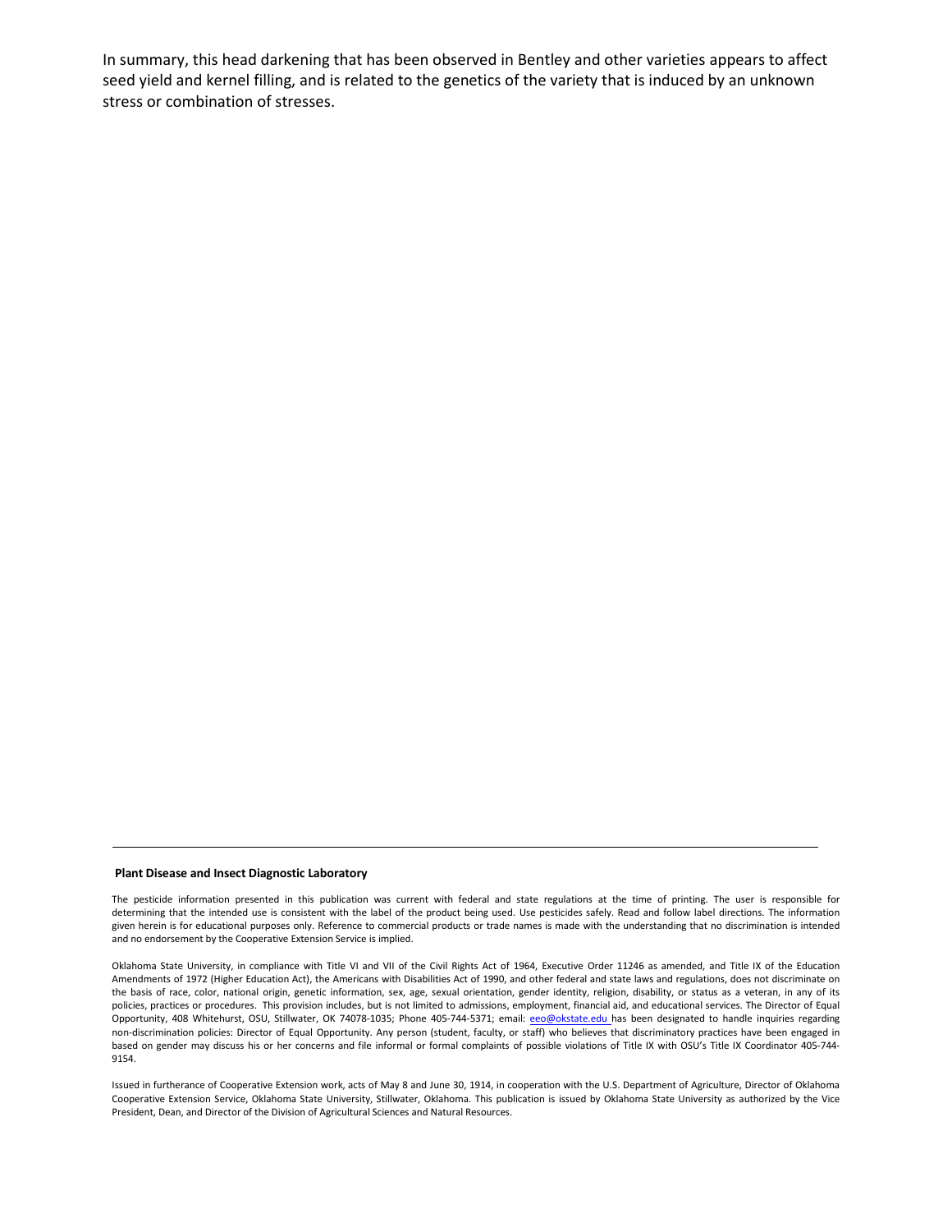In summary, this head darkening that has been observed in Bentley and other varieties appears to affect seed yield and kernel filling, and is related to the genetics of the variety that is induced by an unknown stress or combination of stresses.

---

**Plant Disease and Insect Diagnostic Laboratory**

The pesticide information presented in this publication was current with federal and state regulations at the time of printing. The user is responsible for determining that the intended use is consistent with the label of the product being used. Use pesticides safely. Read and follow label directions. The information given herein is for educational purposes only. Reference to commercial products or trade names is made with the understanding that no discrimination is intended and no endorsement by the Cooperative Extension Service is implied.

Oklahoma State University, in compliance with Title VI and VII of the Civil Rights Act of 1964, Executive Order 11246 as amended, and Title IX of the Education Amendments of 1972 (Higher Education Act), the Americans with Disabilities Act of 1990, and other federal and state laws and regulations, does not discriminate on the basis of race, color, national origin, genetic information, sex, age, sexual orientation, gender identity, religion, disability, or status as a veteran, in any of its policies, practices or procedures. This provision includes, but is not limited to admissions, employment, financial aid, and educational services. The Director of Equal Opportunity, 408 Whitehurst, OSU, Stillwater, OK 74078-1035; Phone 405-744-5371; email: eeo@okstate.edu has been designated to handle inquiries regarding non-discrimination policies: Director of Equal Opportunity. Any person (student, faculty, or staff) who believes that discriminatory practices have been engaged in based on gender may discuss his or her concerns and file informal or formal complaints of possible violations of Title IX with OSU's Title IX Coordinator 405-744-9154.

Issued in furtherance of Cooperative Extension work, acts of May 8 and June 30, 1914, in cooperation with the U.S. Department of Agriculture, Director of Oklahoma Cooperative Extension Service, Oklahoma State University, Stillwater, Oklahoma. This publication is issued by Oklahoma State University as authorized by the Vice President, Dean, and Director of the Division of Agricultural Sciences and Natural Resources.